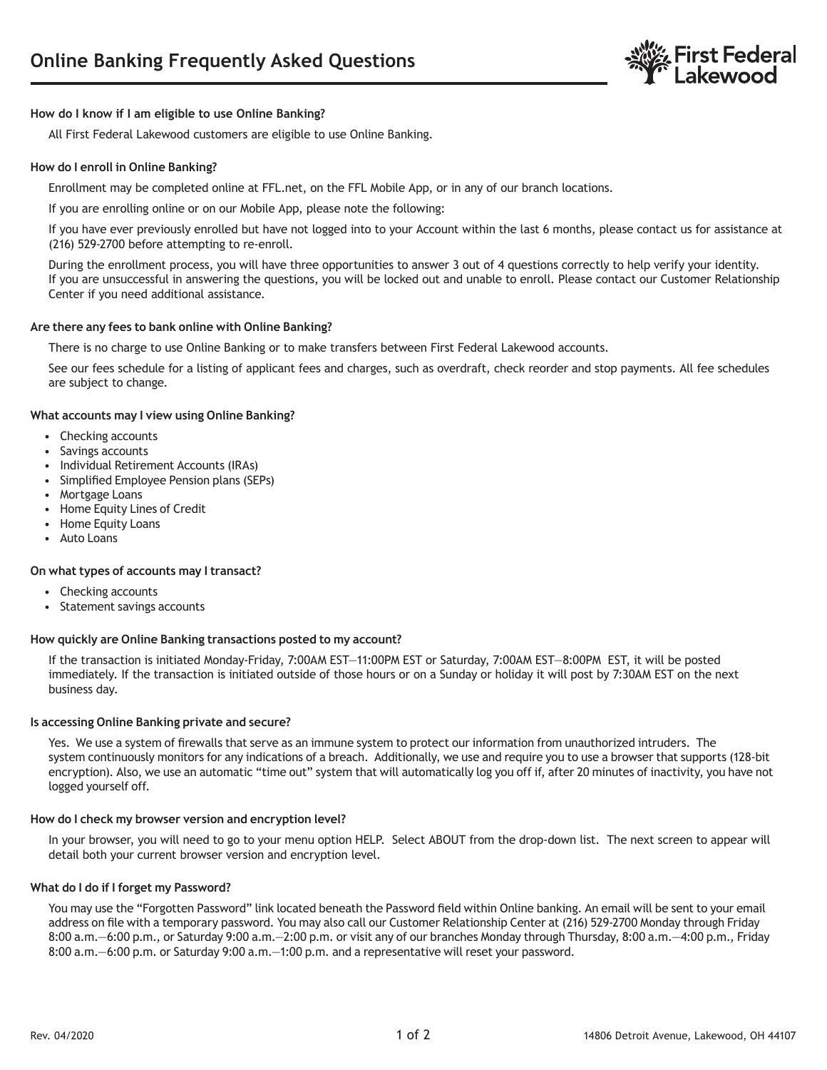# Online Banking Frequently Asked Questions

First Federal Lakewood

**How do I know if I am eligible to use Online Banking?**

All First Federal Lakewood customers are eligible to use Online Banking.

**How do I enroll in Online Banking?**

Enrollment may be completed online at FFL.net, on the FFL Mobile App, or in any of our branch locations.

If you are enrolling online or on our Mobile App, please note the following:

If you have ever previously enrolled but have not logged into to your Account within the last 6 months, please contact us for assistance at (216) 529-2700 before attempting to re-enroll.

During the enrollment process, you will have three opportunities to answer 3 out of 4 questions correctly to help verify your identity. If you are unsuccessful in answering the questions, you will be locked out and unable to enroll. Please contact our Customer Relationship Center if you need additional assistance.

**Are there any fees to bank online with Online Banking?**

There is no charge to use Online Banking or to make transfers between First Federal Lakewood accounts.

See our fees schedule for a listing of applicant fees and charges, such as overdraft, check reorder and stop payments. All fee schedules are subject to change.

**What accounts may I view using Online Banking?**

- Checking accounts
- Savings accounts
- Individual Retirement Accounts (IRAs)
- Simplified Employee Pension plans (SEPs)
- Mortgage Loans
- Home Equity Lines of Credit
- Home Equity Loans
- Auto Loans

**On what types of accounts may I transact?**

- Checking accounts
- Statement savings accounts

**How quickly are Online Banking transactions posted to my account?**

If the transaction is initiated Monday-Friday, 7:00AM EST—11:00PM EST or Saturday, 7:00AM EST—8:00PM EST, it will be posted immediately. If the transaction is initiated outside of those hours or on a Sunday or holiday it will post by 7:30AM EST on the next business day.

**Is accessing Online Banking private and secure?**

Yes. We use a system of firewalls that serve as an immune system to protect our information from unauthorized intruders. The system continuously monitors for any indications of a breach. Additionally, we use and require you to use a browser that supports (128-bit encryption). Also, we use an automatic "time out" system that will automatically log you off if, after 20 minutes of inactivity, you have not logged yourself off.

**How do I check my browser version and encryption level?**

In your browser, you will need to go to your menu option HELP. Select ABOUT from the drop-down list. The next screen to appear will detail both your current browser version and encryption level.

**What do I do if I forget my Password?**

You may use the "Forgotten Password" link located beneath the Password field within Online banking. An email will be sent to your email address on file with a temporary password. You may also call our Customer Relationship Center at (216) 529-2700 Monday through Friday 8:00 a.m.—6:00 p.m., or Saturday 9:00 a.m.—2:00 p.m. or visit any of our branches Monday through Thursday, 8:00 a.m.—4:00 p.m., Friday 8:00 a.m.—6:00 p.m. or Saturday 9:00 a.m.—1:00 p.m. and a representative will reset your password.

Rev. 04/2020

14806 Detroit Avenue, Lakewood, OH 44107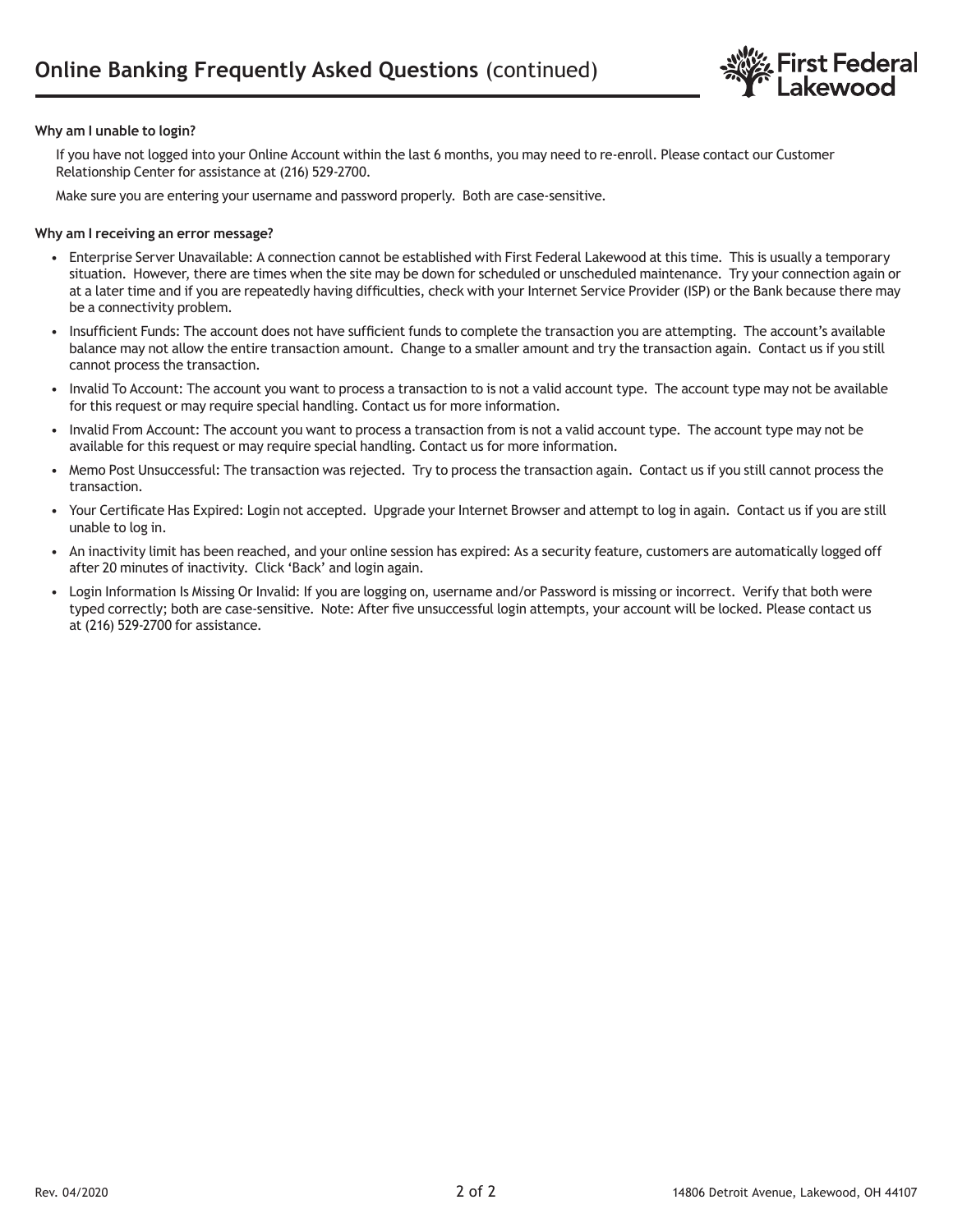**Why am I unable to login?**

If you have not logged into your Online Account within the last 6 months, you may need to re-enroll. Please contact our Customer Relationship Center for assistance at (216) 529-2700.

Make sure you are entering your username and password properly. Both are case-sensitive.

**Why am I receiving an error message?**

- Enterprise Server Unavailable: A connection cannot be established with First Federal Lakewood at this time. This is usually a temporary situation. However, there are times when the site may be down for scheduled or unscheduled maintenance. Try your connection again or at a later time and if you are repeatedly having difficulties, check with your Internet Service Provider (ISP) or the Bank because there may be a connectivity problem.
- Insufficient Funds: The account does not have sufficient funds to complete the transaction you are attempting. The account's available balance may not allow the entire transaction amount. Change to a smaller amount and try the transaction again. Contact us if you still cannot process the transaction.
- Invalid To Account: The account you want to process a transaction to is not a valid account type. The account type may not be available for this request or may require special handling. Contact us for more information.
- Invalid From Account: The account you want to process a transaction from is not a valid account type. The account type may not be available for this request or may require special handling. Contact us for more information.
- Memo Post Unsuccessful: The transaction was rejected. Try to process the transaction again. Contact us if you still cannot process the transaction.
- Your Certificate Has Expired: Login not accepted. Upgrade your Internet Browser and attempt to log in again. Contact us if you are still unable to log in.
- An inactivity limit has been reached, and your online session has expired: As a security feature, customers are automatically logged off after 20 minutes of inactivity. Click 'Back' and login again.
- Login Information Is Missing Or Invalid: If you are logging on, username and/or Password is missing or incorrect. Verify that both were typed correctly; both are case-sensitive. Note: After five unsuccessful login attempts, your account will be locked. Please contact us at (216) 529-2700 for assistance.

Rev. 04/2020

14806 Detroit Avenue, Lakewood, OH 44107